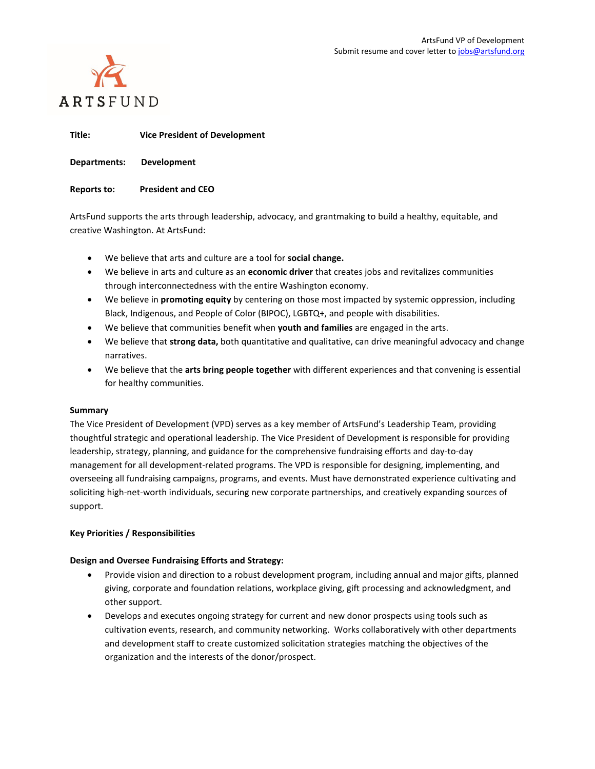ArtsFund VP of Development
Submit resume and cover letter to jobs@artsfund.org

ARTSFUND

**Title:** **Vice President of Development**

**Departments:** **Development**

**Reports to:** **President and CEO**

ArtsFund supports the arts through leadership, advocacy, and grantmaking to build a healthy, equitable, and creative Washington. At ArtsFund:

- We believe that arts and culture are a tool for **social change.**
- We believe in arts and culture as an **economic driver** that creates jobs and revitalizes communities through interconnectedness with the entire Washington economy.
- We believe in **promoting equity** by centering on those most impacted by systemic oppression, including Black, Indigenous, and People of Color (BIPOC), LGBTQ+, and people with disabilities.
- We believe that communities benefit when **youth and families** are engaged in the arts.
- We believe that **strong data,** both quantitative and qualitative, can drive meaningful advocacy and change narratives.
- We believe that the **arts bring people together** with different experiences and that convening is essential for healthy communities.

**Summary**

The Vice President of Development (VPD) serves as a key member of ArtsFund's Leadership Team, providing thoughtful strategic and operational leadership. The Vice President of Development is responsible for providing leadership, strategy, planning, and guidance for the comprehensive fundraising efforts and day-to-day management for all development-related programs. The VPD is responsible for designing, implementing, and overseeing all fundraising campaigns, programs, and events. Must have demonstrated experience cultivating and soliciting high-net-worth individuals, securing new corporate partnerships, and creatively expanding sources of support.

**Key Priorities / Responsibilities**

**Design and Oversee Fundraising Efforts and Strategy:**

- Provide vision and direction to a robust development program, including annual and major gifts, planned giving, corporate and foundation relations, workplace giving, gift processing and acknowledgment, and other support.
- Develops and executes ongoing strategy for current and new donor prospects using tools such as cultivation events, research, and community networking. Works collaboratively with other departments and development staff to create customized solicitation strategies matching the objectives of the organization and the interests of the donor/prospect.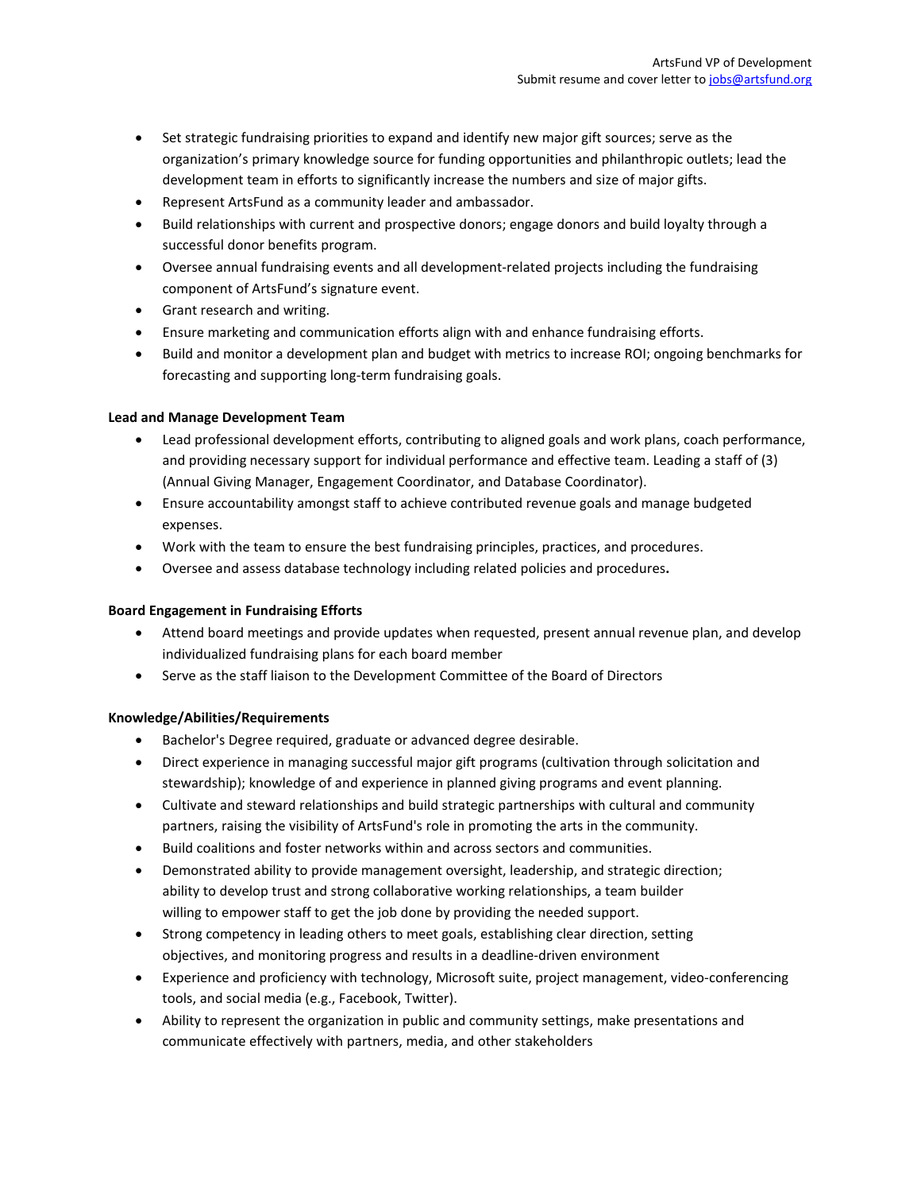- Set strategic fundraising priorities to expand and identify new major gift sources; serve as the organization's primary knowledge source for funding opportunities and philanthropic outlets; lead the development team in efforts to significantly increase the numbers and size of major gifts.
- Represent ArtsFund as a community leader and ambassador.
- Build relationships with current and prospective donors; engage donors and build loyalty through a successful donor benefits program.
- Oversee annual fundraising events and all development-related projects including the fundraising component of ArtsFund's signature event.
- Grant research and writing.
- Ensure marketing and communication efforts align with and enhance fundraising efforts.
- Build and monitor a development plan and budget with metrics to increase ROI; ongoing benchmarks for forecasting and supporting long-term fundraising goals.

**Lead and Manage Development Team**

- Lead professional development efforts, contributing to aligned goals and work plans, coach performance, and providing necessary support for individual performance and effective team. Leading a staff of (3) (Annual Giving Manager, Engagement Coordinator, and Database Coordinator).
- Ensure accountability amongst staff to achieve contributed revenue goals and manage budgeted expenses.
- Work with the team to ensure the best fundraising principles, practices, and procedures.
- Oversee and assess database technology including related policies and procedures.

**Board Engagement in Fundraising Efforts**

- Attend board meetings and provide updates when requested, present annual revenue plan, and develop individualized fundraising plans for each board member
- Serve as the staff liaison to the Development Committee of the Board of Directors

**Knowledge/Abilities/Requirements**

- Bachelor's Degree required, graduate or advanced degree desirable.
- Direct experience in managing successful major gift programs (cultivation through solicitation and stewardship); knowledge of and experience in planned giving programs and event planning.
- Cultivate and steward relationships and build strategic partnerships with cultural and community partners, raising the visibility of ArtsFund's role in promoting the arts in the community.
- Build coalitions and foster networks within and across sectors and communities.
- Demonstrated ability to provide management oversight, leadership, and strategic direction; ability to develop trust and strong collaborative working relationships, a team builder willing to empower staff to get the job done by providing the needed support.
- Strong competency in leading others to meet goals, establishing clear direction, setting objectives, and monitoring progress and results in a deadline-driven environment
- Experience and proficiency with technology, Microsoft suite, project management, video-conferencing tools, and social media (e.g., Facebook, Twitter).
- Ability to represent the organization in public and community settings, make presentations and communicate effectively with partners, media, and other stakeholders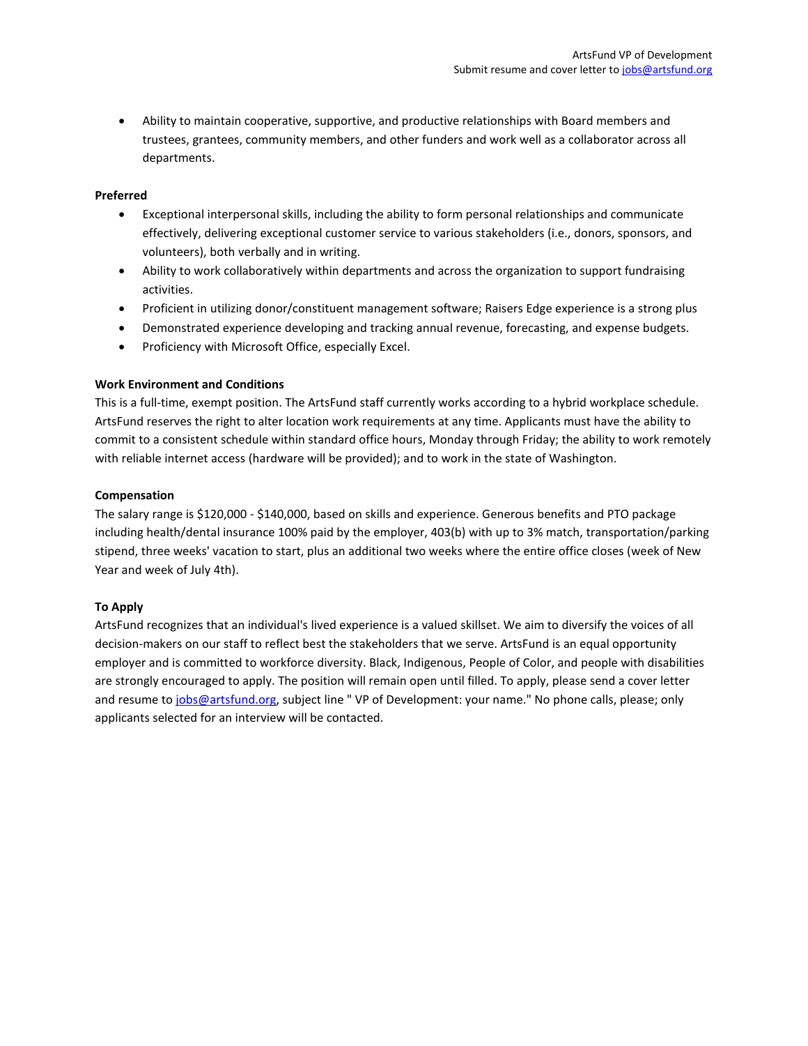- Ability to maintain cooperative, supportive, and productive relationships with Board members and trustees, grantees, community members, and other funders and work well as a collaborator across all departments.

**Preferred**

- Exceptional interpersonal skills, including the ability to form personal relationships and communicate effectively, delivering exceptional customer service to various stakeholders (i.e., donors, sponsors, and volunteers), both verbally and in writing.
- Ability to work collaboratively within departments and across the organization to support fundraising activities.
- Proficient in utilizing donor/constituent management software; Raisers Edge experience is a strong plus
- Demonstrated experience developing and tracking annual revenue, forecasting, and expense budgets.
- Proficiency with Microsoft Office, especially Excel.

**Work Environment and Conditions**

This is a full-time, exempt position. The ArtsFund staff currently works according to a hybrid workplace schedule. ArtsFund reserves the right to alter location work requirements at any time. Applicants must have the ability to commit to a consistent schedule within standard office hours, Monday through Friday; the ability to work remotely with reliable internet access (hardware will be provided); and to work in the state of Washington.

**Compensation**

The salary range is $120,000 - $140,000, based on skills and experience. Generous benefits and PTO package including health/dental insurance 100% paid by the employer, 403(b) with up to 3% match, transportation/parking stipend, three weeks' vacation to start, plus an additional two weeks where the entire office closes (week of New Year and week of July 4th).

**To Apply**

ArtsFund recognizes that an individual's lived experience is a valued skillset. We aim to diversify the voices of all decision-makers on our staff to reflect best the stakeholders that we serve. ArtsFund is an equal opportunity employer and is committed to workforce diversity. Black, Indigenous, People of Color, and people with disabilities are strongly encouraged to apply. The position will remain open until filled. To apply, please send a cover letter and resume to jobs@artsfund.org, subject line " VP of Development: your name." No phone calls, please; only applicants selected for an interview will be contacted.